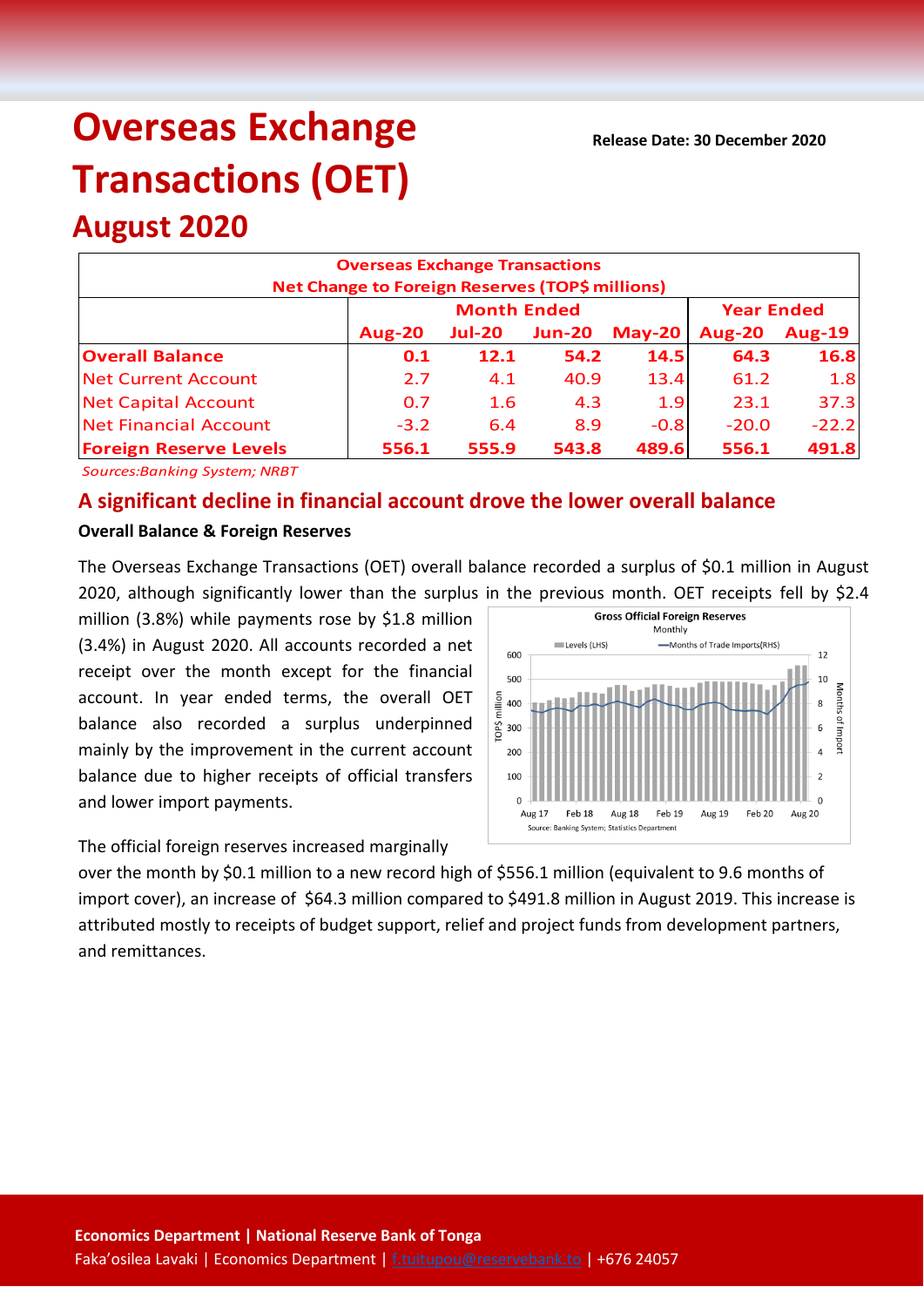# Overseas Exchange Transactions (OET)

## August 2020

**Release Date: 30 December 2020**

| Overseas Exchange Transactions<br>Net Change to Foreign Reserves (TOP$ millions) | | | | | | |
|---|---|---|---|---|---|---|
| | Month Ended | | | | Year Ended | |
| | Aug-20 | Jul-20 | Jun-20 | May-20 | Aug-20 | Aug-19 |
| **Overall Balance** | **0.1** | **12.1** | **54.2** | **14.5** | **64.3** | **16.8** |
| Net Current Account | 2.7 | 4.1 | 40.9 | 13.4 | 61.2 | 1.8 |
| Net Capital Account | 0.7 | 1.6 | 4.3 | 1.9 | 23.1 | 37.3 |
| Net Financial Account | -3.2 | 6.4 | 8.9 | -0.8 | -20.0 | -22.2 |
| **Foreign Reserve Levels** | **556.1** | **555.9** | **543.8** | **489.6** | **556.1** | **491.8** |

*Sources:Banking System; NRBT*

## A significant decline in financial account drove the lower overall balance

**Overall Balance & Foreign Reserves**

The Overseas Exchange Transactions (OET) overall balance recorded a surplus of $0.1 million in August 2020, although significantly lower than the surplus in the previous month. OET receipts fell by $2.4 million (3.8%) while payments rose by $1.8 million (3.4%) in August 2020. All accounts recorded a net receipt over the month except for the financial account. In year ended terms, the overall OET balance also recorded a surplus underpinned mainly by the improvement in the current account balance due to higher receipts of official transfers and lower import payments.

The official foreign reserves increased marginally over the month by $0.1 million to a new record high of $556.1 million (equivalent to 9.6 months of import cover), an increase of $64.3 million compared to $491.8 million in August 2019. This increase is attributed mostly to receipts of budget support, relief and project funds from development partners, and remittances.

**Economics Department | National Reserve Bank of Tonga**
Faka'osilea Lavaki | Economics Department | f.tuitupou@reservebank.to | +676 24057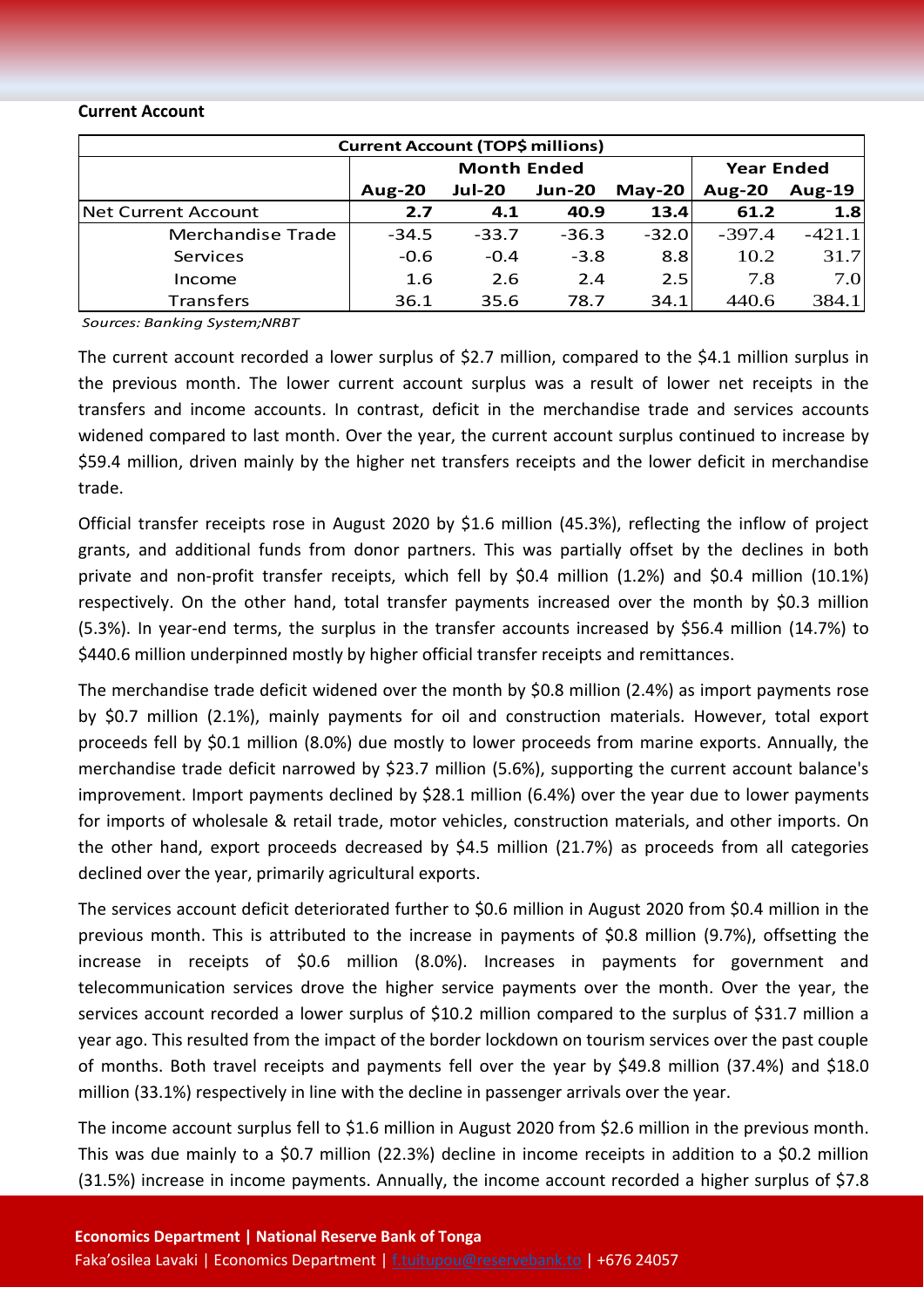**Current Account**

| Current Account (TOP$ millions) | | | | | | |
|---|---|---|---|---|---|---|
| | Month Ended | | | | Year Ended | |
| | **Aug-20** | **Jul-20** | **Jun-20** | **May-20** | **Aug-20** | **Aug-19** |
| Net Current Account | **2.7** | **4.1** | **40.9** | **13.4** | **61.2** | **1.8** |
| Merchandise Trade | -34.5 | -33.7 | -36.3 | -32.0 | -397.4 | -421.1 |
| Services | -0.6 | -0.4 | -3.8 | 8.8 | 10.2 | 31.7 |
| Income | 1.6 | 2.6 | 2.4 | 2.5 | 7.8 | 7.0 |
| Transfers | 36.1 | 35.6 | 78.7 | 34.1 | 440.6 | 384.1 |

*Sources: Banking System;NRBT*

The current account recorded a lower surplus of $2.7 million, compared to the $4.1 million surplus in the previous month. The lower current account surplus was a result of lower net receipts in the transfers and income accounts. In contrast, deficit in the merchandise trade and services accounts widened compared to last month. Over the year, the current account surplus continued to increase by $59.4 million, driven mainly by the higher net transfers receipts and the lower deficit in merchandise trade.

Official transfer receipts rose in August 2020 by $1.6 million (45.3%), reflecting the inflow of project grants, and additional funds from donor partners. This was partially offset by the declines in both private and non-profit transfer receipts, which fell by $0.4 million (1.2%) and $0.4 million (10.1%) respectively. On the other hand, total transfer payments increased over the month by $0.3 million (5.3%). In year-end terms, the surplus in the transfer accounts increased by $56.4 million (14.7%) to $440.6 million underpinned mostly by higher official transfer receipts and remittances.

The merchandise trade deficit widened over the month by $0.8 million (2.4%) as import payments rose by $0.7 million (2.1%), mainly payments for oil and construction materials. However, total export proceeds fell by $0.1 million (8.0%) due mostly to lower proceeds from marine exports. Annually, the merchandise trade deficit narrowed by $23.7 million (5.6%), supporting the current account balance's improvement. Import payments declined by $28.1 million (6.4%) over the year due to lower payments for imports of wholesale & retail trade, motor vehicles, construction materials, and other imports. On the other hand, export proceeds decreased by $4.5 million (21.7%) as proceeds from all categories declined over the year, primarily agricultural exports.

The services account deficit deteriorated further to $0.6 million in August 2020 from $0.4 million in the previous month. This is attributed to the increase in payments of $0.8 million (9.7%), offsetting the increase in receipts of $0.6 million (8.0%). Increases in payments for government and telecommunication services drove the higher service payments over the month. Over the year, the services account recorded a lower surplus of $10.2 million compared to the surplus of $31.7 million a year ago. This resulted from the impact of the border lockdown on tourism services over the past couple of months. Both travel receipts and payments fell over the year by $49.8 million (37.4%) and $18.0 million (33.1%) respectively in line with the decline in passenger arrivals over the year.

The income account surplus fell to $1.6 million in August 2020 from $2.6 million in the previous month. This was due mainly to a $0.7 million (22.3%) decline in income receipts in addition to a $0.2 million (31.5%) increase in income payments. Annually, the income account recorded a higher surplus of $7.8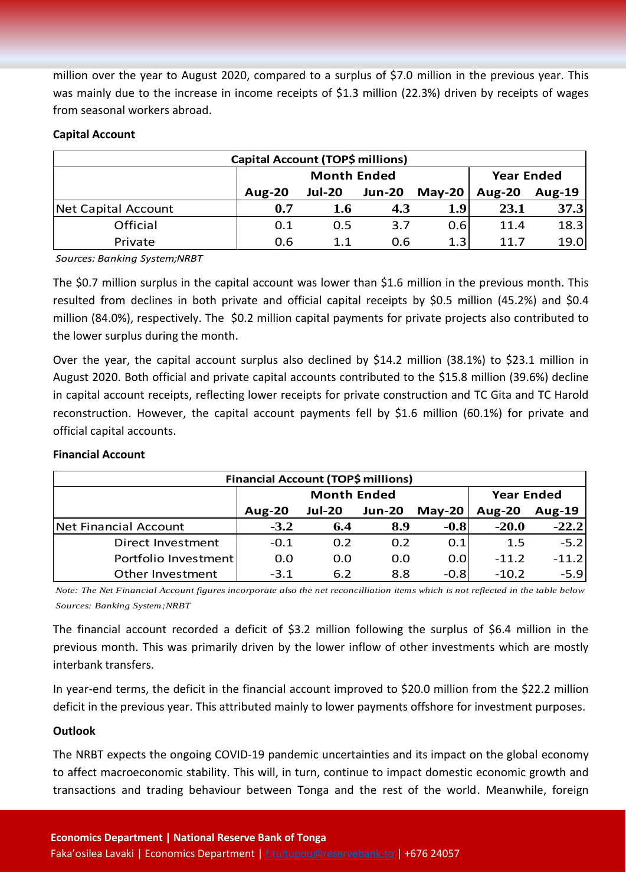million over the year to August 2020, compared to a surplus of $7.0 million in the previous year. This was mainly due to the increase in income receipts of $1.3 million (22.3%) driven by receipts of wages from seasonal workers abroad.

**Capital Account**

| Capital Account (TOP$ millions) | | | | | | |
|---|---|---|---|---|---|---|
| | Month Ended | | | | Year Ended | |
| | Aug-20 | Jul-20 | Jun-20 | May-20 | Aug-20 | Aug-19 |
| Net Capital Account | **0.7** | **1.6** | **4.3** | **1.9** | **23.1** | **37.3** |
| Official | 0.1 | 0.5 | 3.7 | 0.6 | 11.4 | 18.3 |
| Private | 0.6 | 1.1 | 0.6 | 1.3 | 11.7 | 19.0 |

*Sources: Banking System;NRBT*

The $0.7 million surplus in the capital account was lower than $1.6 million in the previous month. This resulted from declines in both private and official capital receipts by $0.5 million (45.2%) and $0.4 million (84.0%), respectively. The $0.2 million capital payments for private projects also contributed to the lower surplus during the month.

Over the year, the capital account surplus also declined by $14.2 million (38.1%) to $23.1 million in August 2020. Both official and private capital accounts contributed to the $15.8 million (39.6%) decline in capital account receipts, reflecting lower receipts for private construction and TC Gita and TC Harold reconstruction. However, the capital account payments fell by $1.6 million (60.1%) for private and official capital accounts.

**Financial Account**

| Financial Account (TOP$ millions) | | | | | | |
|---|---|---|---|---|---|---|
| | Month Ended | | | | Year Ended | |
| | Aug-20 | Jul-20 | Jun-20 | May-20 | Aug-20 | Aug-19 |
| Net Financial Account | **-3.2** | **6.4** | **8.9** | **-0.8** | **-20.0** | **-22.2** |
| Direct Investment | -0.1 | 0.2 | 0.2 | 0.1 | 1.5 | -5.2 |
| Portfolio Investment | 0.0 | 0.0 | 0.0 | 0.0 | -11.2 | -11.2 |
| Other Investment | -3.1 | 6.2 | 8.8 | -0.8 | -10.2 | -5.9 |

*Note: The Net Financial Account figures incorporate also the net reconcilliation items which is not reflected in the table below*
*Sources: Banking System;NRBT*

The financial account recorded a deficit of $3.2 million following the surplus of $6.4 million in the previous month. This was primarily driven by the lower inflow of other investments which are mostly interbank transfers.

In year-end terms, the deficit in the financial account improved to $20.0 million from the $22.2 million deficit in the previous year. This attributed mainly to lower payments offshore for investment purposes.

**Outlook**

The NRBT expects the ongoing COVID-19 pandemic uncertainties and its impact on the global economy to affect macroeconomic stability. This will, in turn, continue to impact domestic economic growth and transactions and trading behaviour between Tonga and the rest of the world. Meanwhile, foreign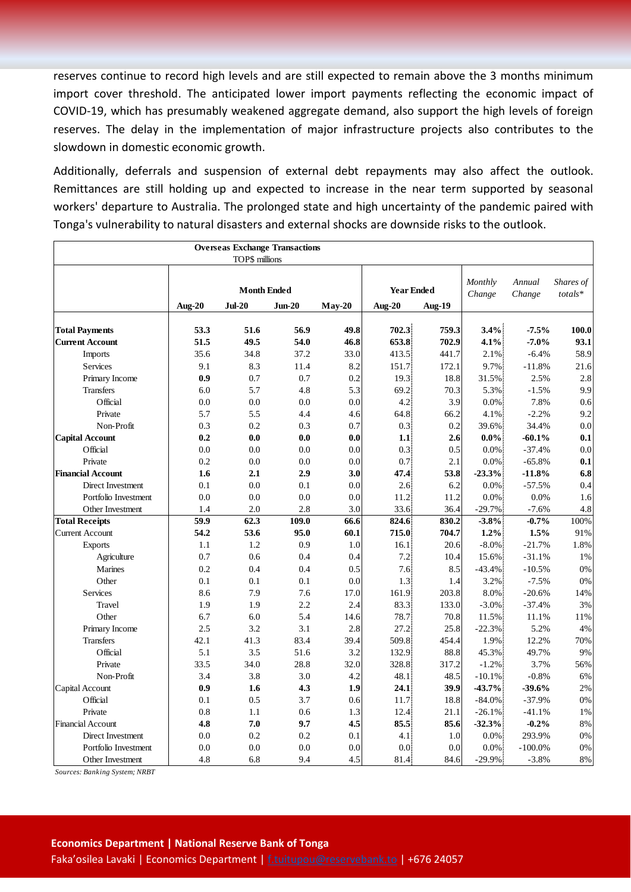reserves continue to record high levels and are still expected to remain above the 3 months minimum import cover threshold. The anticipated lower import payments reflecting the economic impact of COVID-19, which has presumably weakened aggregate demand, also support the high levels of foreign reserves. The delay in the implementation of major infrastructure projects also contributes to the slowdown in domestic economic growth.

Additionally, deferrals and suspension of external debt repayments may also affect the outlook. Remittances are still holding up and expected to increase in the near term supported by seasonal workers' departure to Australia. The prolonged state and high uncertainty of the pandemic paired with Tonga's vulnerability to natural disasters and external shocks are downside risks to the outlook.

**Overseas Exchange Transactions**
TOP$ millions

| | Month Ended | | | | Year Ended | | *Monthly Change* | *Annual Change* | *Shares of totals** |
|---|---|---|---|---|---|---|---|---|---|
| | **Aug-20** | **Jul-20** | **Jun-20** | **May-20** | **Aug-20** | **Aug-19** | | | |
| **Total Payments** | **53.3** | **51.6** | **56.9** | **49.8** | **702.3** | **759.3** | **3.4%** | **-7.5%** | **100.0** |
| **Current Account** | **51.5** | **49.5** | **54.0** | **46.8** | **653.8** | **702.9** | **4.1%** | **-7.0%** | **93.1** |
| Imports | 35.6 | 34.8 | 37.2 | 33.0 | 413.5 | 441.7 | 2.1% | -6.4% | 58.9 |
| Services | 9.1 | 8.3 | 11.4 | 8.2 | 151.7 | 172.1 | 9.7% | -11.8% | 21.6 |
| Primary Income | **0.9** | 0.7 | 0.7 | 0.2 | 19.3 | 18.8 | 31.5% | 2.5% | 2.8 |
| Transfers | 6.0 | 5.7 | 4.8 | 5.3 | 69.2 | 70.3 | 5.3% | -1.5% | 9.9 |
| Official | 0.0 | 0.0 | 0.0 | 0.0 | 4.2 | 3.9 | 0.0% | 7.8% | 0.6 |
| Private | 5.7 | 5.5 | 4.4 | 4.6 | 64.8 | 66.2 | 4.1% | -2.2% | 9.2 |
| Non-Profit | 0.3 | 0.2 | 0.3 | 0.7 | 0.3 | 0.2 | 39.6% | 34.4% | 0.0 |
| **Capital Account** | **0.2** | **0.0** | **0.0** | **0.0** | **1.1** | **2.6** | **0.0%** | **-60.1%** | **0.1** |
| Official | 0.0 | 0.0 | 0.0 | 0.0 | 0.3 | 0.5 | 0.0% | -37.4% | 0.0 |
| Private | 0.2 | 0.0 | 0.0 | 0.0 | 0.7 | 2.1 | 0.0% | -65.8% | **0.1** |
| **Financial Account** | **1.6** | **2.1** | **2.9** | **3.0** | **47.4** | **53.8** | **-23.3%** | **-11.8%** | **6.8** |
| Direct Investment | 0.1 | 0.0 | 0.1 | 0.0 | 2.6 | 6.2 | 0.0% | -57.5% | 0.4 |
| Portfolio Investment | 0.0 | 0.0 | 0.0 | 0.0 | 11.2 | 11.2 | 0.0% | 0.0% | 1.6 |
| Other Investment | 1.4 | 2.0 | 2.8 | 3.0 | 33.6 | 36.4 | -29.7% | -7.6% | 4.8 |
| **Total Receipts** | **59.9** | **62.3** | **109.0** | **66.6** | **824.6** | **830.2** | **-3.8%** | **-0.7%** | 100% |
| Current Account | **54.2** | **53.6** | **95.0** | **60.1** | **715.0** | **704.7** | **1.2%** | **1.5%** | 91% |
| Exports | 1.1 | 1.2 | 0.9 | 1.0 | 16.1 | 20.6 | -8.0% | -21.7% | 1.8% |
| Agriculture | 0.7 | 0.6 | 0.4 | 0.4 | 7.2 | 10.4 | 15.6% | -31.1% | 1% |
| Marines | 0.2 | 0.4 | 0.4 | 0.5 | 7.6 | 8.5 | -43.4% | -10.5% | 0% |
| Other | 0.1 | 0.1 | 0.1 | 0.0 | 1.3 | 1.4 | 3.2% | -7.5% | 0% |
| Services | 8.6 | 7.9 | 7.6 | 17.0 | 161.9 | 203.8 | 8.0% | -20.6% | 14% |
| Travel | 1.9 | 1.9 | 2.2 | 2.4 | 83.3 | 133.0 | -3.0% | -37.4% | 3% |
| Other | 6.7 | 6.0 | 5.4 | 14.6 | 78.7 | 70.8 | 11.5% | 11.1% | 11% |
| Primary Income | 2.5 | 3.2 | 3.1 | 2.8 | 27.2 | 25.8 | -22.3% | 5.2% | 4% |
| Transfers | 42.1 | 41.3 | 83.4 | 39.4 | 509.8 | 454.4 | 1.9% | 12.2% | 70% |
| Official | 5.1 | 3.5 | 51.6 | 3.2 | 132.9 | 88.8 | 45.3% | 49.7% | 9% |
| Private | 33.5 | 34.0 | 28.8 | 32.0 | 328.8 | 317.2 | -1.2% | 3.7% | 56% |
| Non-Profit | 3.4 | 3.8 | 3.0 | 4.2 | 48.1 | 48.5 | -10.1% | -0.8% | 6% |
| Capital Account | **0.9** | **1.6** | **4.3** | **1.9** | **24.1** | **39.9** | **-43.7%** | **-39.6%** | 2% |
| Official | 0.1 | 0.5 | 3.7 | 0.6 | 11.7 | 18.8 | -84.0% | -37.9% | 0% |
| Private | 0.8 | 1.1 | 0.6 | 1.3 | 12.4 | 21.1 | -26.1% | -41.1% | 1% |
| Financial Account | **4.8** | **7.0** | **9.7** | **4.5** | **85.5** | **85.6** | **-32.3%** | **-0.2%** | 8% |
| Direct Investment | 0.0 | 0.2 | 0.2 | 0.1 | 4.1 | 1.0 | 0.0% | 293.9% | 0% |
| Portfolio Investment | 0.0 | 0.0 | 0.0 | 0.0 | 0.0 | 0.0 | 0.0% | -100.0% | 0% |
| Other Investment | 4.8 | 6.8 | 9.4 | 4.5 | 81.4 | 84.6 | -29.9% | -3.8% | 8% |

*Sources: Banking System; NRBT*

**Economics Department | National Reserve Bank of Tonga**
Faka'osilea Lavaki | Economics Department | f.tuitupou@reservebank.to | +676 24057